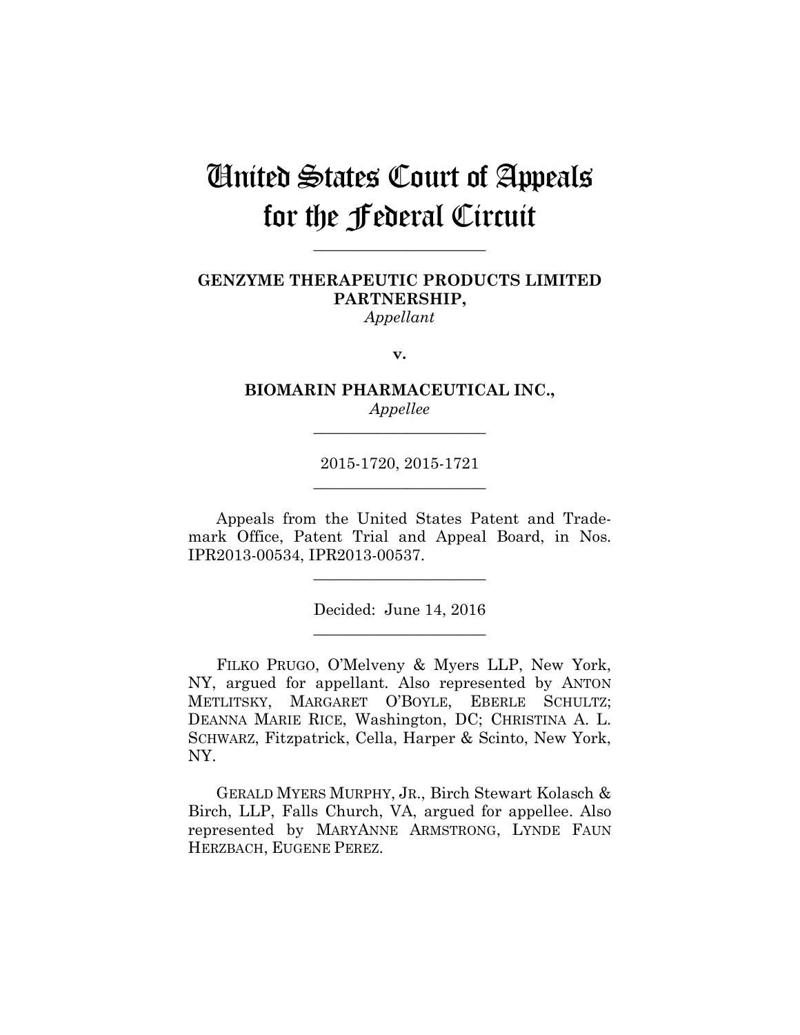# United States Court of Appeals for the Federal Circuit

______________________

**GENZYME THERAPEUTIC PRODUCTS LIMITED PARTNERSHIP,**
*Appellant*

**v.**

**BIOMARIN PHARMACEUTICAL INC.,**
*Appellee*

______________________

2015-1720, 2015-1721

______________________

Appeals from the United States Patent and Trademark Office, Patent Trial and Appeal Board, in Nos. IPR2013-00534, IPR2013-00537.

______________________

Decided: June 14, 2016

______________________

FILKO PRUGO, O'Melveny & Myers LLP, New York, NY, argued for appellant. Also represented by ANTON METLITSKY, MARGARET O'BOYLE, EBERLE SCHULTZ; DEANNA MARIE RICE, Washington, DC; CHRISTINA A. L. SCHWARZ, Fitzpatrick, Cella, Harper & Scinto, New York, NY.

GERALD MYERS MURPHY, JR., Birch Stewart Kolasch & Birch, LLP, Falls Church, VA, argued for appellee. Also represented by MARYANNE ARMSTRONG, LYNDE FAUN HERZBACH, EUGENE PEREZ.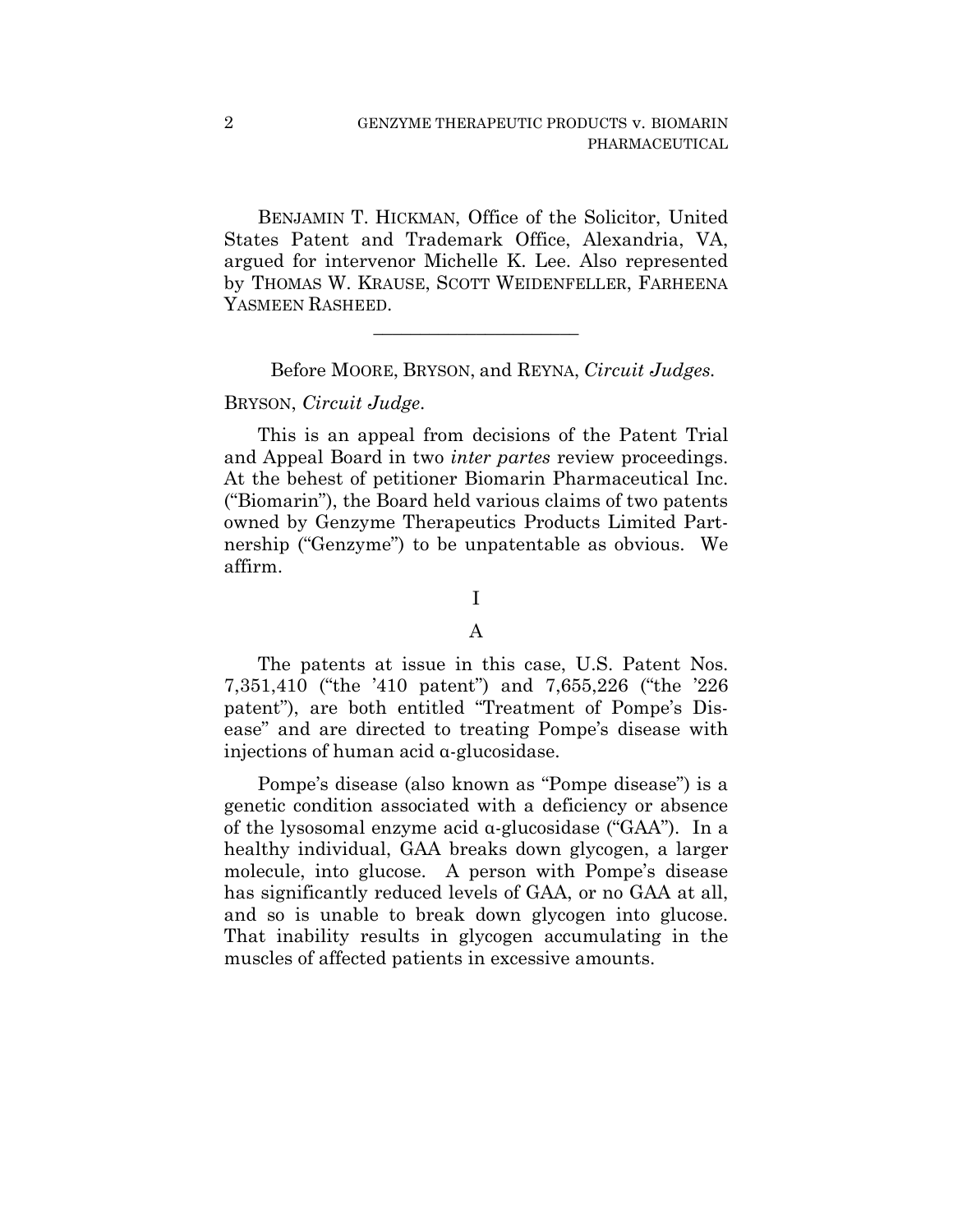BENJAMIN T. HICKMAN, Office of the Solicitor, United States Patent and Trademark Office, Alexandria, VA, argued for intervenor Michelle K. Lee. Also represented by THOMAS W. KRAUSE, SCOTT WEIDENFELLER, FARHEENA YASMEEN RASHEED.

______________________

Before MOORE, BRYSON, and REYNA, *Circuit Judges.*

BRYSON, *Circuit Judge.*

This is an appeal from decisions of the Patent Trial and Appeal Board in two *inter partes* review proceedings. At the behest of petitioner Biomarin Pharmaceutical Inc. ("Biomarin"), the Board held various claims of two patents owned by Genzyme Therapeutics Products Limited Partnership ("Genzyme") to be unpatentable as obvious. We affirm.

I

A

The patents at issue in this case, U.S. Patent Nos. 7,351,410 ("the '410 patent") and 7,655,226 ("the '226 patent"), are both entitled "Treatment of Pompe's Disease" and are directed to treating Pompe's disease with injections of human acid α-glucosidase.

Pompe's disease (also known as "Pompe disease") is a genetic condition associated with a deficiency or absence of the lysosomal enzyme acid α-glucosidase ("GAA"). In a healthy individual, GAA breaks down glycogen, a larger molecule, into glucose. A person with Pompe's disease has significantly reduced levels of GAA, or no GAA at all, and so is unable to break down glycogen into glucose. That inability results in glycogen accumulating in the muscles of affected patients in excessive amounts.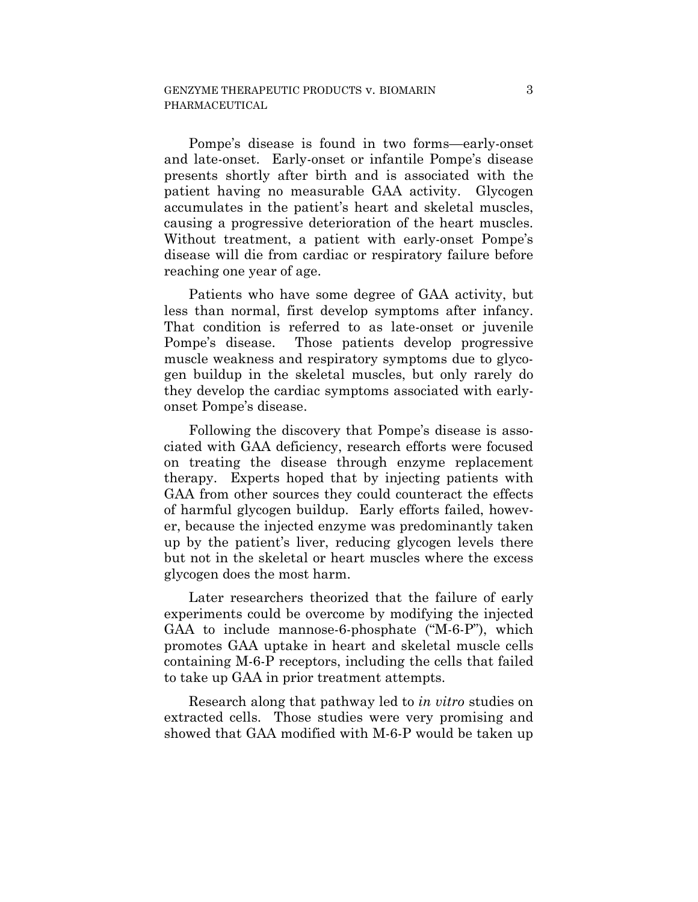Pompe's disease is found in two forms—early-onset and late-onset. Early-onset or infantile Pompe's disease presents shortly after birth and is associated with the patient having no measurable GAA activity. Glycogen accumulates in the patient's heart and skeletal muscles, causing a progressive deterioration of the heart muscles. Without treatment, a patient with early-onset Pompe's disease will die from cardiac or respiratory failure before reaching one year of age.

Patients who have some degree of GAA activity, but less than normal, first develop symptoms after infancy. That condition is referred to as late-onset or juvenile Pompe's disease. Those patients develop progressive muscle weakness and respiratory symptoms due to glycogen buildup in the skeletal muscles, but only rarely do they develop the cardiac symptoms associated with early-onset Pompe's disease.

Following the discovery that Pompe's disease is associated with GAA deficiency, research efforts were focused on treating the disease through enzyme replacement therapy. Experts hoped that by injecting patients with GAA from other sources they could counteract the effects of harmful glycogen buildup. Early efforts failed, however, because the injected enzyme was predominantly taken up by the patient's liver, reducing glycogen levels there but not in the skeletal or heart muscles where the excess glycogen does the most harm.

Later researchers theorized that the failure of early experiments could be overcome by modifying the injected GAA to include mannose-6-phosphate ("M-6-P"), which promotes GAA uptake in heart and skeletal muscle cells containing M-6-P receptors, including the cells that failed to take up GAA in prior treatment attempts.

Research along that pathway led to *in vitro* studies on extracted cells. Those studies were very promising and showed that GAA modified with M-6-P would be taken up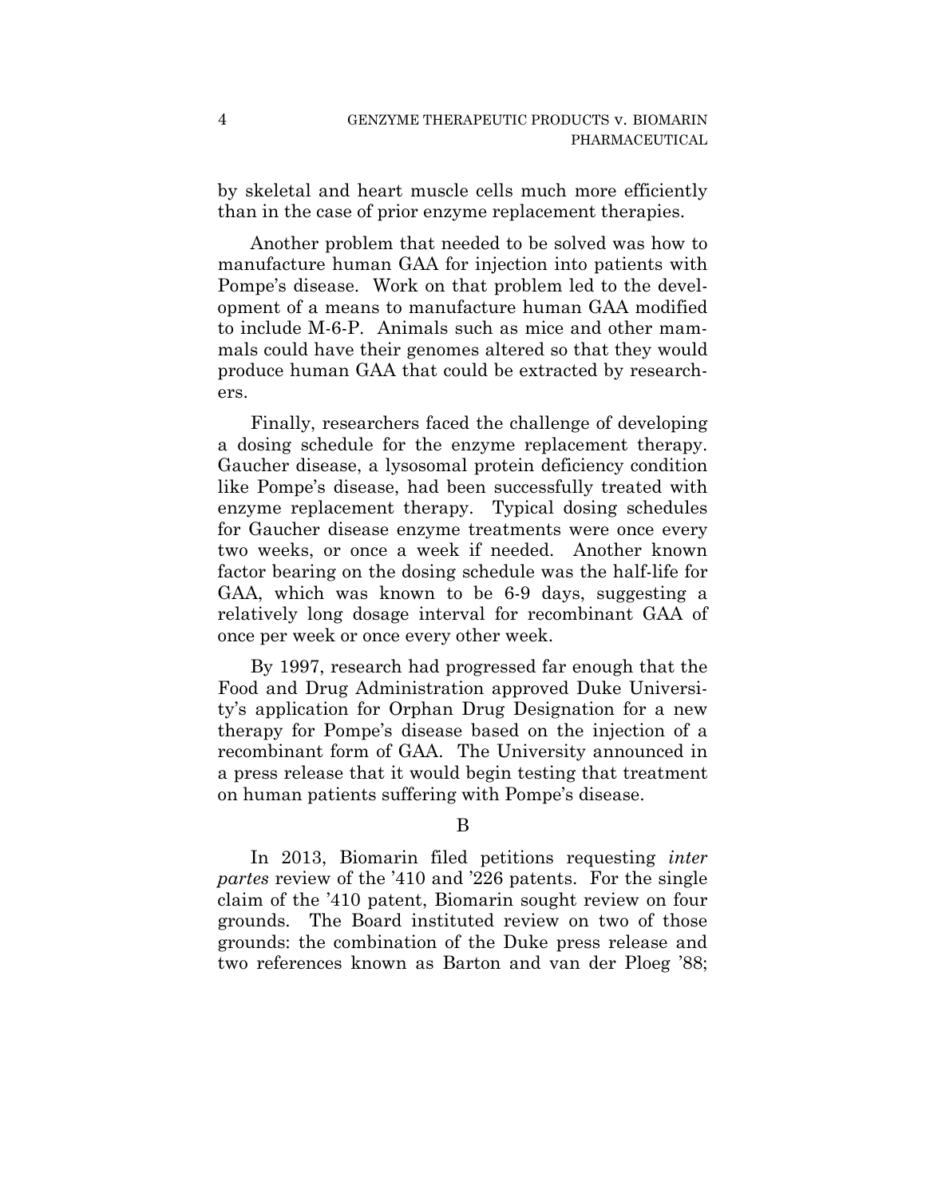by skeletal and heart muscle cells much more efficiently than in the case of prior enzyme replacement therapies.

Another problem that needed to be solved was how to manufacture human GAA for injection into patients with Pompe's disease. Work on that problem led to the development of a means to manufacture human GAA modified to include M-6-P. Animals such as mice and other mammals could have their genomes altered so that they would produce human GAA that could be extracted by researchers.

Finally, researchers faced the challenge of developing a dosing schedule for the enzyme replacement therapy. Gaucher disease, a lysosomal protein deficiency condition like Pompe's disease, had been successfully treated with enzyme replacement therapy. Typical dosing schedules for Gaucher disease enzyme treatments were once every two weeks, or once a week if needed. Another known factor bearing on the dosing schedule was the half-life for GAA, which was known to be 6-9 days, suggesting a relatively long dosage interval for recombinant GAA of once per week or once every other week.

By 1997, research had progressed far enough that the Food and Drug Administration approved Duke University's application for Orphan Drug Designation for a new therapy for Pompe's disease based on the injection of a recombinant form of GAA. The University announced in a press release that it would begin testing that treatment on human patients suffering with Pompe's disease.

## B

In 2013, Biomarin filed petitions requesting *inter partes* review of the '410 and '226 patents. For the single claim of the '410 patent, Biomarin sought review on four grounds. The Board instituted review on two of those grounds: the combination of the Duke press release and two references known as Barton and van der Ploeg '88;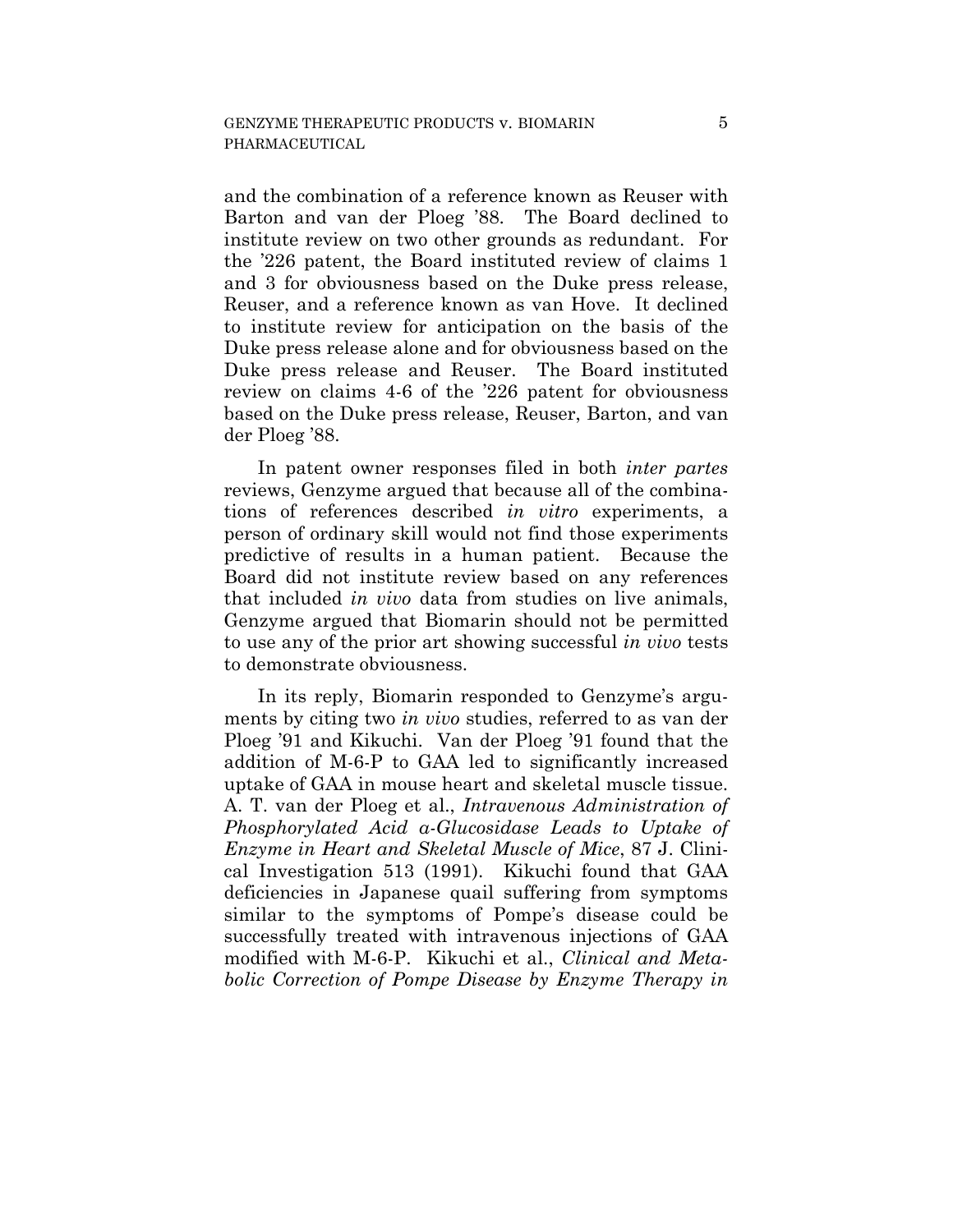and the combination of a reference known as Reuser with Barton and van der Ploeg '88. The Board declined to institute review on two other grounds as redundant. For the '226 patent, the Board instituted review of claims 1 and 3 for obviousness based on the Duke press release, Reuser, and a reference known as van Hove. It declined to institute review for anticipation on the basis of the Duke press release alone and for obviousness based on the Duke press release and Reuser. The Board instituted review on claims 4-6 of the '226 patent for obviousness based on the Duke press release, Reuser, Barton, and van der Ploeg '88.

In patent owner responses filed in both *inter partes* reviews, Genzyme argued that because all of the combinations of references described *in vitro* experiments, a person of ordinary skill would not find those experiments predictive of results in a human patient. Because the Board did not institute review based on any references that included *in vivo* data from studies on live animals, Genzyme argued that Biomarin should not be permitted to use any of the prior art showing successful *in vivo* tests to demonstrate obviousness.

In its reply, Biomarin responded to Genzyme's arguments by citing two *in vivo* studies, referred to as van der Ploeg '91 and Kikuchi. Van der Ploeg '91 found that the addition of M-6-P to GAA led to significantly increased uptake of GAA in mouse heart and skeletal muscle tissue. A. T. van der Ploeg et al., *Intravenous Administration of Phosphorylated Acid α-Glucosidase Leads to Uptake of Enzyme in Heart and Skeletal Muscle of Mice*, 87 J. Clinical Investigation 513 (1991). Kikuchi found that GAA deficiencies in Japanese quail suffering from symptoms similar to the symptoms of Pompe's disease could be successfully treated with intravenous injections of GAA modified with M-6-P. Kikuchi et al., *Clinical and Metabolic Correction of Pompe Disease by Enzyme Therapy in*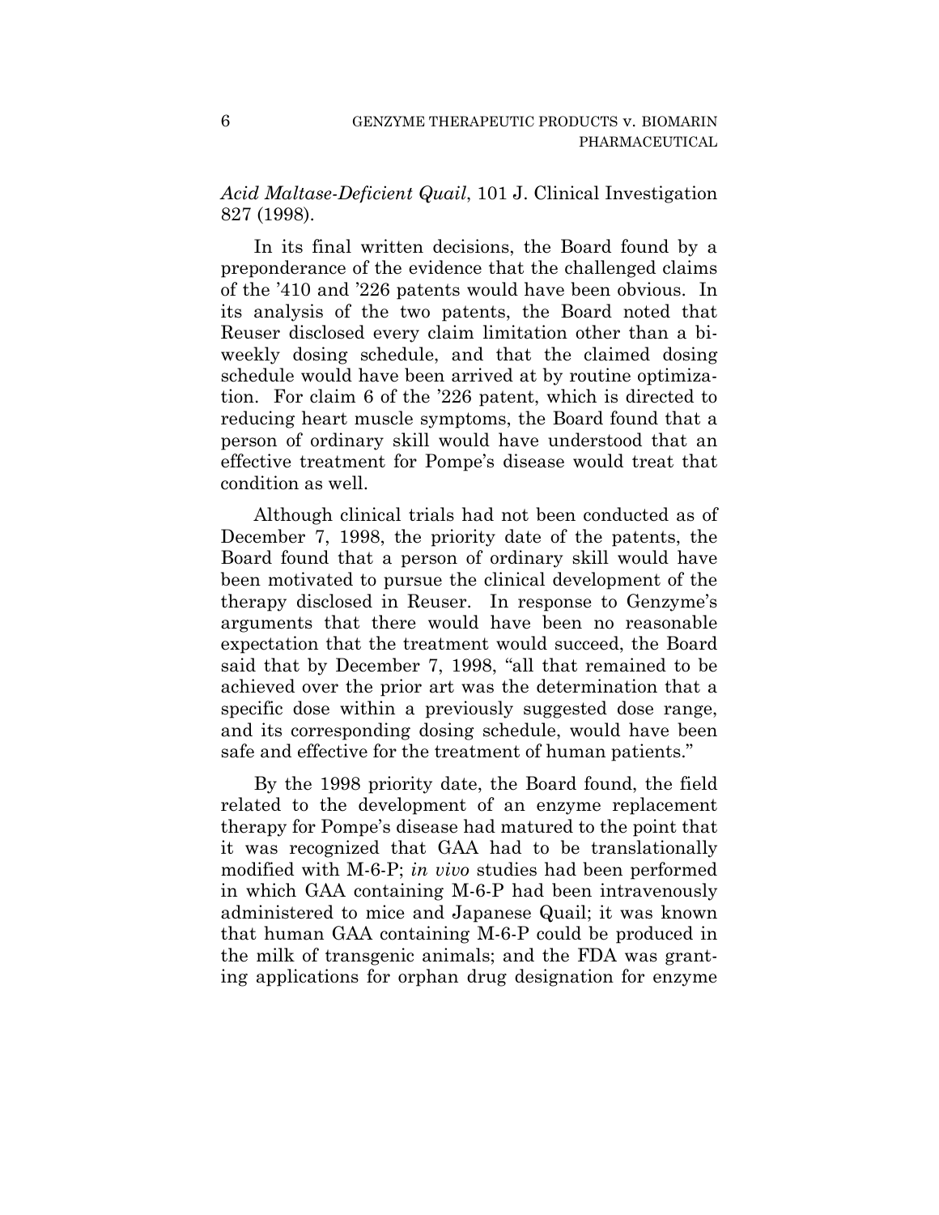*Acid Maltase-Deficient Quail*, 101 J. Clinical Investigation 827 (1998).

In its final written decisions, the Board found by a preponderance of the evidence that the challenged claims of the '410 and '226 patents would have been obvious. In its analysis of the two patents, the Board noted that Reuser disclosed every claim limitation other than a biweekly dosing schedule, and that the claimed dosing schedule would have been arrived at by routine optimization. For claim 6 of the '226 patent, which is directed to reducing heart muscle symptoms, the Board found that a person of ordinary skill would have understood that an effective treatment for Pompe's disease would treat that condition as well.

Although clinical trials had not been conducted as of December 7, 1998, the priority date of the patents, the Board found that a person of ordinary skill would have been motivated to pursue the clinical development of the therapy disclosed in Reuser. In response to Genzyme's arguments that there would have been no reasonable expectation that the treatment would succeed, the Board said that by December 7, 1998, "all that remained to be achieved over the prior art was the determination that a specific dose within a previously suggested dose range, and its corresponding dosing schedule, would have been safe and effective for the treatment of human patients."

By the 1998 priority date, the Board found, the field related to the development of an enzyme replacement therapy for Pompe's disease had matured to the point that it was recognized that GAA had to be translationally modified with M-6-P; *in vivo* studies had been performed in which GAA containing M-6-P had been intravenously administered to mice and Japanese Quail; it was known that human GAA containing M-6-P could be produced in the milk of transgenic animals; and the FDA was granting applications for orphan drug designation for enzyme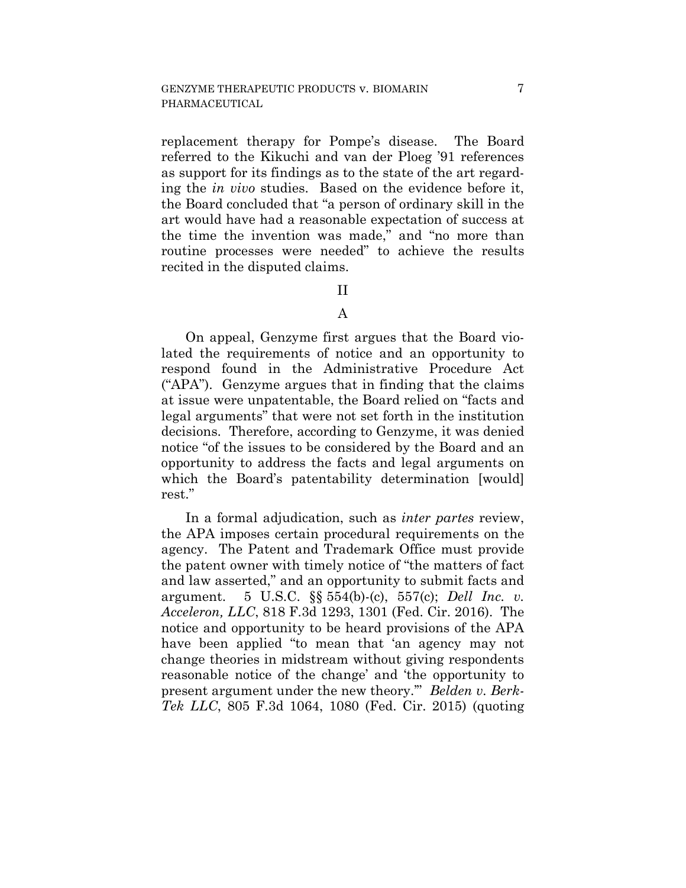replacement therapy for Pompe's disease. The Board referred to the Kikuchi and van der Ploeg '91 references as support for its findings as to the state of the art regarding the *in vivo* studies. Based on the evidence before it, the Board concluded that "a person of ordinary skill in the art would have had a reasonable expectation of success at the time the invention was made," and "no more than routine processes were needed" to achieve the results recited in the disputed claims.

## II

### A

On appeal, Genzyme first argues that the Board violated the requirements of notice and an opportunity to respond found in the Administrative Procedure Act ("APA"). Genzyme argues that in finding that the claims at issue were unpatentable, the Board relied on "facts and legal arguments" that were not set forth in the institution decisions. Therefore, according to Genzyme, it was denied notice "of the issues to be considered by the Board and an opportunity to address the facts and legal arguments on which the Board's patentability determination [would] rest."

In a formal adjudication, such as *inter partes* review, the APA imposes certain procedural requirements on the agency. The Patent and Trademark Office must provide the patent owner with timely notice of "the matters of fact and law asserted," and an opportunity to submit facts and argument. 5 U.S.C. §§ 554(b)-(c), 557(c); *Dell Inc. v. Acceleron, LLC*, 818 F.3d 1293, 1301 (Fed. Cir. 2016). The notice and opportunity to be heard provisions of the APA have been applied "to mean that 'an agency may not change theories in midstream without giving respondents reasonable notice of the change' and 'the opportunity to present argument under the new theory.'" *Belden v. Berk-Tek LLC*, 805 F.3d 1064, 1080 (Fed. Cir. 2015) (quoting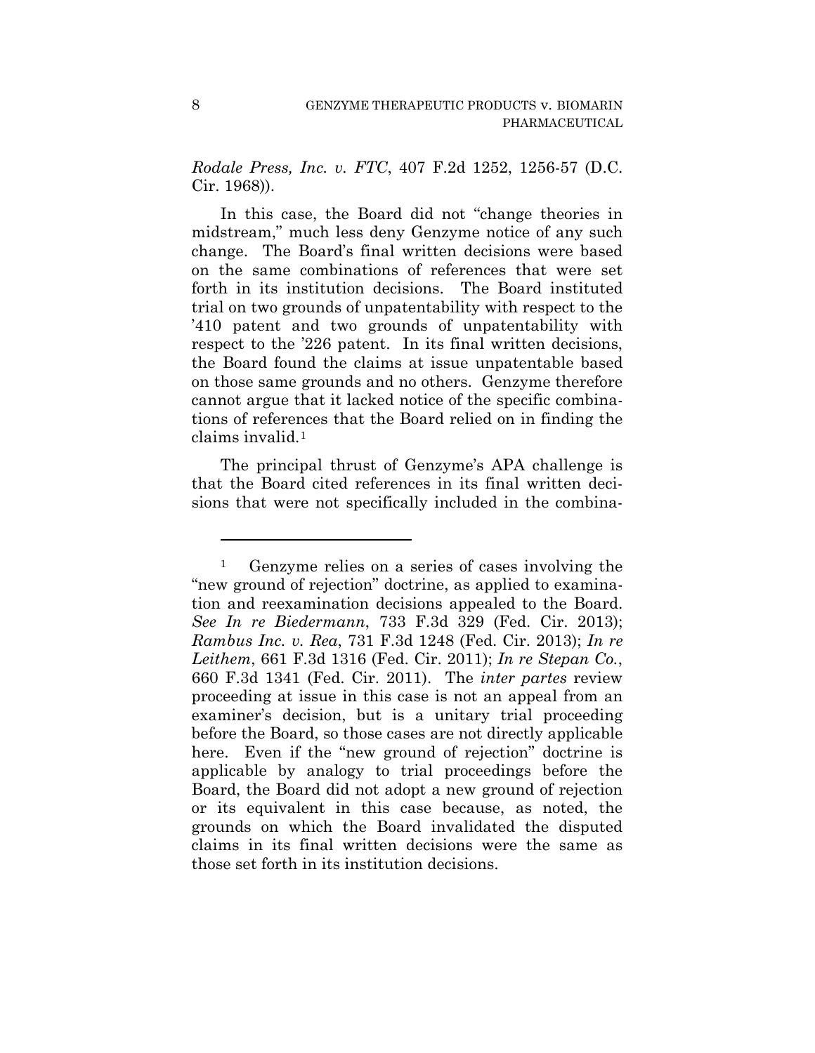*Rodale Press, Inc. v. FTC*, 407 F.2d 1252, 1256-57 (D.C. Cir. 1968)).

In this case, the Board did not "change theories in midstream," much less deny Genzyme notice of any such change. The Board's final written decisions were based on the same combinations of references that were set forth in its institution decisions. The Board instituted trial on two grounds of unpatentability with respect to the '410 patent and two grounds of unpatentability with respect to the '226 patent. In its final written decisions, the Board found the claims at issue unpatentable based on those same grounds and no others. Genzyme therefore cannot argue that it lacked notice of the specific combinations of references that the Board relied on in finding the claims invalid.[1]

The principal thrust of Genzyme's APA challenge is that the Board cited references in its final written decisions that were not specifically included in the combina-

---

[1] Genzyme relies on a series of cases involving the "new ground of rejection" doctrine, as applied to examination and reexamination decisions appealed to the Board. *See In re Biedermann*, 733 F.3d 329 (Fed. Cir. 2013); *Rambus Inc. v. Rea*, 731 F.3d 1248 (Fed. Cir. 2013); *In re Leithem*, 661 F.3d 1316 (Fed. Cir. 2011); *In re Stepan Co.*, 660 F.3d 1341 (Fed. Cir. 2011). The *inter partes* review proceeding at issue in this case is not an appeal from an examiner's decision, but is a unitary trial proceeding before the Board, so those cases are not directly applicable here. Even if the "new ground of rejection" doctrine is applicable by analogy to trial proceedings before the Board, the Board did not adopt a new ground of rejection or its equivalent in this case because, as noted, the grounds on which the Board invalidated the disputed claims in its final written decisions were the same as those set forth in its institution decisions.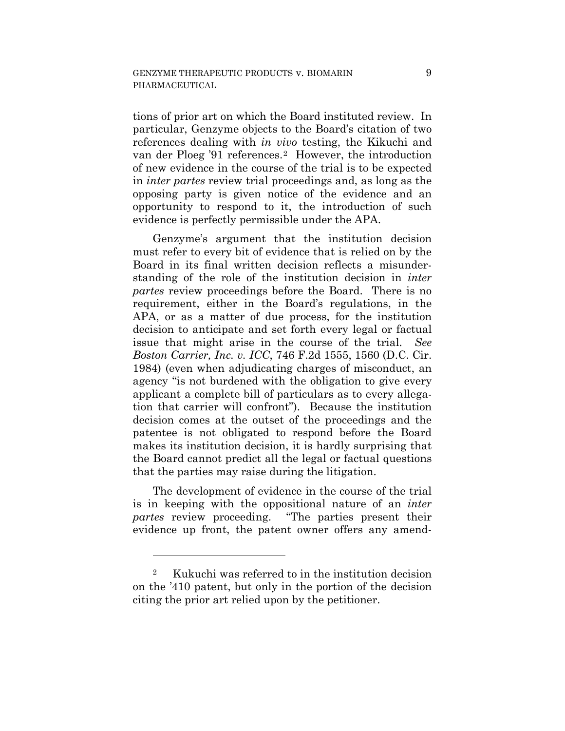tions of prior art on which the Board instituted review. In particular, Genzyme objects to the Board's citation of two references dealing with *in vivo* testing, the Kikuchi and van der Ploeg '91 references.[2] However, the introduction of new evidence in the course of the trial is to be expected in *inter partes* review trial proceedings and, as long as the opposing party is given notice of the evidence and an opportunity to respond to it, the introduction of such evidence is perfectly permissible under the APA.

Genzyme's argument that the institution decision must refer to every bit of evidence that is relied on by the Board in its final written decision reflects a misunderstanding of the role of the institution decision in *inter partes* review proceedings before the Board. There is no requirement, either in the Board's regulations, in the APA, or as a matter of due process, for the institution decision to anticipate and set forth every legal or factual issue that might arise in the course of the trial. *See Boston Carrier, Inc. v. ICC*, 746 F.2d 1555, 1560 (D.C. Cir. 1984) (even when adjudicating charges of misconduct, an agency "is not burdened with the obligation to give every applicant a complete bill of particulars as to every allegation that carrier will confront"). Because the institution decision comes at the outset of the proceedings and the patentee is not obligated to respond before the Board makes its institution decision, it is hardly surprising that the Board cannot predict all the legal or factual questions that the parties may raise during the litigation.

The development of evidence in the course of the trial is in keeping with the oppositional nature of an *inter partes* review proceeding. "The parties present their evidence up front, the patent owner offers any amend-

---

[2] Kukuchi was referred to in the institution decision on the '410 patent, but only in the portion of the decision citing the prior art relied upon by the petitioner.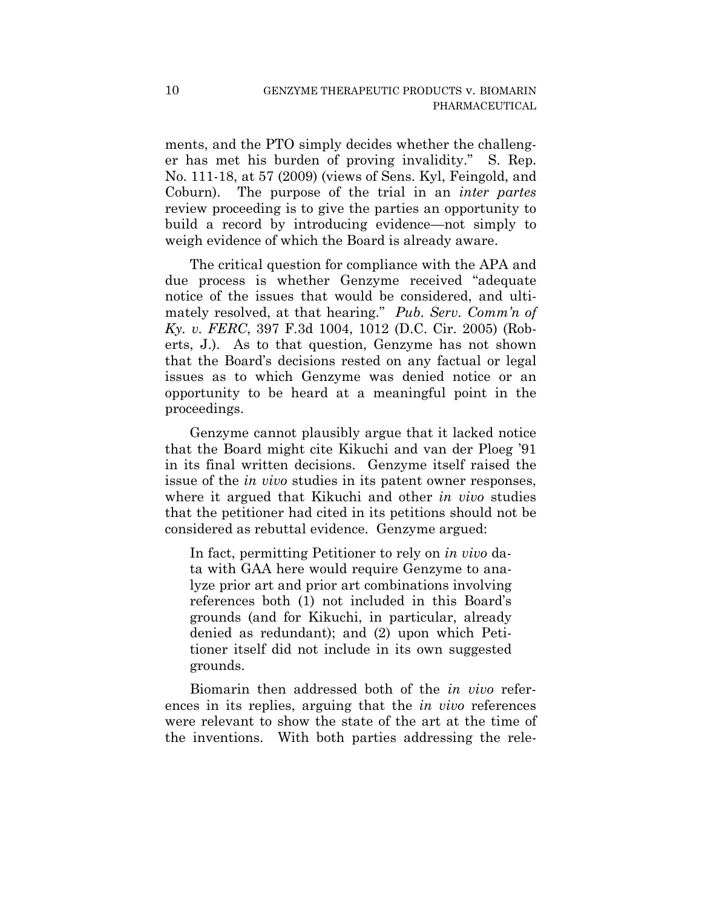ments, and the PTO simply decides whether the challenger has met his burden of proving invalidity." S. Rep. No. 111-18, at 57 (2009) (views of Sens. Kyl, Feingold, and Coburn). The purpose of the trial in an *inter partes* review proceeding is to give the parties an opportunity to build a record by introducing evidence—not simply to weigh evidence of which the Board is already aware.

The critical question for compliance with the APA and due process is whether Genzyme received "adequate notice of the issues that would be considered, and ultimately resolved, at that hearing." *Pub. Serv. Comm'n of Ky. v. FERC*, 397 F.3d 1004, 1012 (D.C. Cir. 2005) (Roberts, J.). As to that question, Genzyme has not shown that the Board's decisions rested on any factual or legal issues as to which Genzyme was denied notice or an opportunity to be heard at a meaningful point in the proceedings.

Genzyme cannot plausibly argue that it lacked notice that the Board might cite Kikuchi and van der Ploeg '91 in its final written decisions. Genzyme itself raised the issue of the *in vivo* studies in its patent owner responses, where it argued that Kikuchi and other *in vivo* studies that the petitioner had cited in its petitions should not be considered as rebuttal evidence. Genzyme argued:

> In fact, permitting Petitioner to rely on *in vivo* data with GAA here would require Genzyme to analyze prior art and prior art combinations involving references both (1) not included in this Board's grounds (and for Kikuchi, in particular, already denied as redundant); and (2) upon which Petitioner itself did not include in its own suggested grounds.

Biomarin then addressed both of the *in vivo* references in its replies, arguing that the *in vivo* references were relevant to show the state of the art at the time of the inventions. With both parties addressing the rele-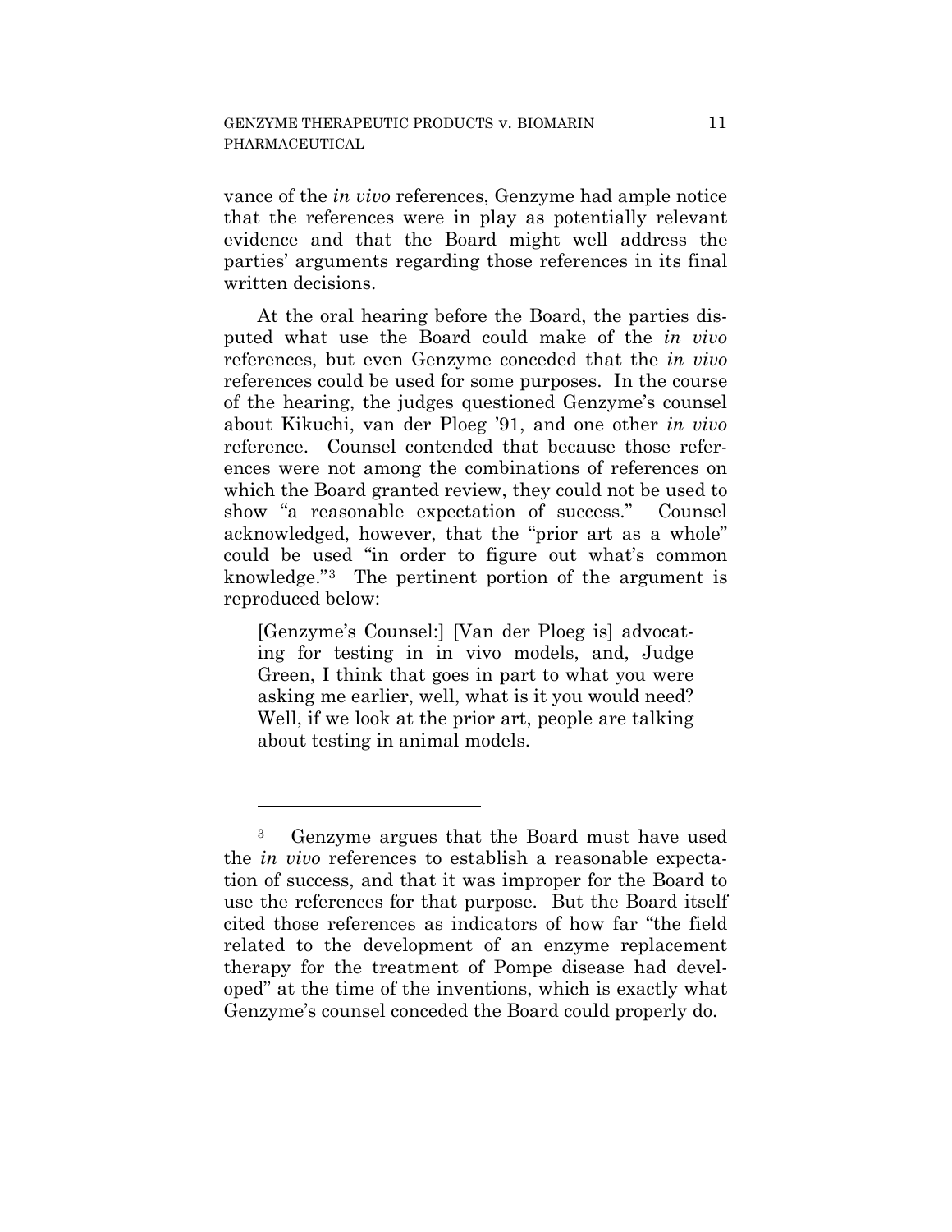vance of the *in vivo* references, Genzyme had ample notice that the references were in play as potentially relevant evidence and that the Board might well address the parties' arguments regarding those references in its final written decisions.

At the oral hearing before the Board, the parties disputed what use the Board could make of the *in vivo* references, but even Genzyme conceded that the *in vivo* references could be used for some purposes. In the course of the hearing, the judges questioned Genzyme's counsel about Kikuchi, van der Ploeg '91, and one other *in vivo* reference. Counsel contended that because those references were not among the combinations of references on which the Board granted review, they could not be used to show "a reasonable expectation of success." Counsel acknowledged, however, that the "prior art as a whole" could be used "in order to figure out what's common knowledge."[3] The pertinent portion of the argument is reproduced below:

> [Genzyme's Counsel:] [Van der Ploeg is] advocating for testing in in vivo models, and, Judge Green, I think that goes in part to what you were asking me earlier, well, what is it you would need? Well, if we look at the prior art, people are talking about testing in animal models.

---

[3] Genzyme argues that the Board must have used the *in vivo* references to establish a reasonable expectation of success, and that it was improper for the Board to use the references for that purpose. But the Board itself cited those references as indicators of how far "the field related to the development of an enzyme replacement therapy for the treatment of Pompe disease had developed" at the time of the inventions, which is exactly what Genzyme's counsel conceded the Board could properly do.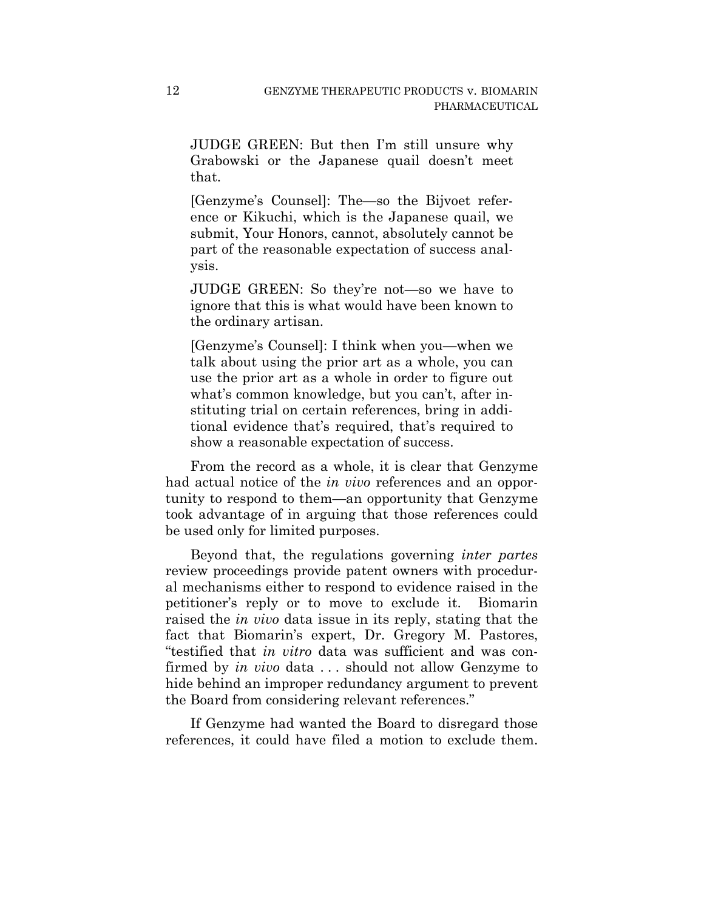JUDGE GREEN: But then I'm still unsure why Grabowski or the Japanese quail doesn't meet that.

[Genzyme's Counsel]: The—so the Bijvoet reference or Kikuchi, which is the Japanese quail, we submit, Your Honors, cannot, absolutely cannot be part of the reasonable expectation of success analysis.

JUDGE GREEN: So they're not—so we have to ignore that this is what would have been known to the ordinary artisan.

[Genzyme's Counsel]: I think when you—when we talk about using the prior art as a whole, you can use the prior art as a whole in order to figure out what's common knowledge, but you can't, after instituting trial on certain references, bring in additional evidence that's required, that's required to show a reasonable expectation of success.

From the record as a whole, it is clear that Genzyme had actual notice of the *in vivo* references and an opportunity to respond to them—an opportunity that Genzyme took advantage of in arguing that those references could be used only for limited purposes.

Beyond that, the regulations governing *inter partes* review proceedings provide patent owners with procedural mechanisms either to respond to evidence raised in the petitioner's reply or to move to exclude it. Biomarin raised the *in vivo* data issue in its reply, stating that the fact that Biomarin's expert, Dr. Gregory M. Pastores, "testified that *in vitro* data was sufficient and was confirmed by *in vivo* data . . . should not allow Genzyme to hide behind an improper redundancy argument to prevent the Board from considering relevant references."

If Genzyme had wanted the Board to disregard those references, it could have filed a motion to exclude them.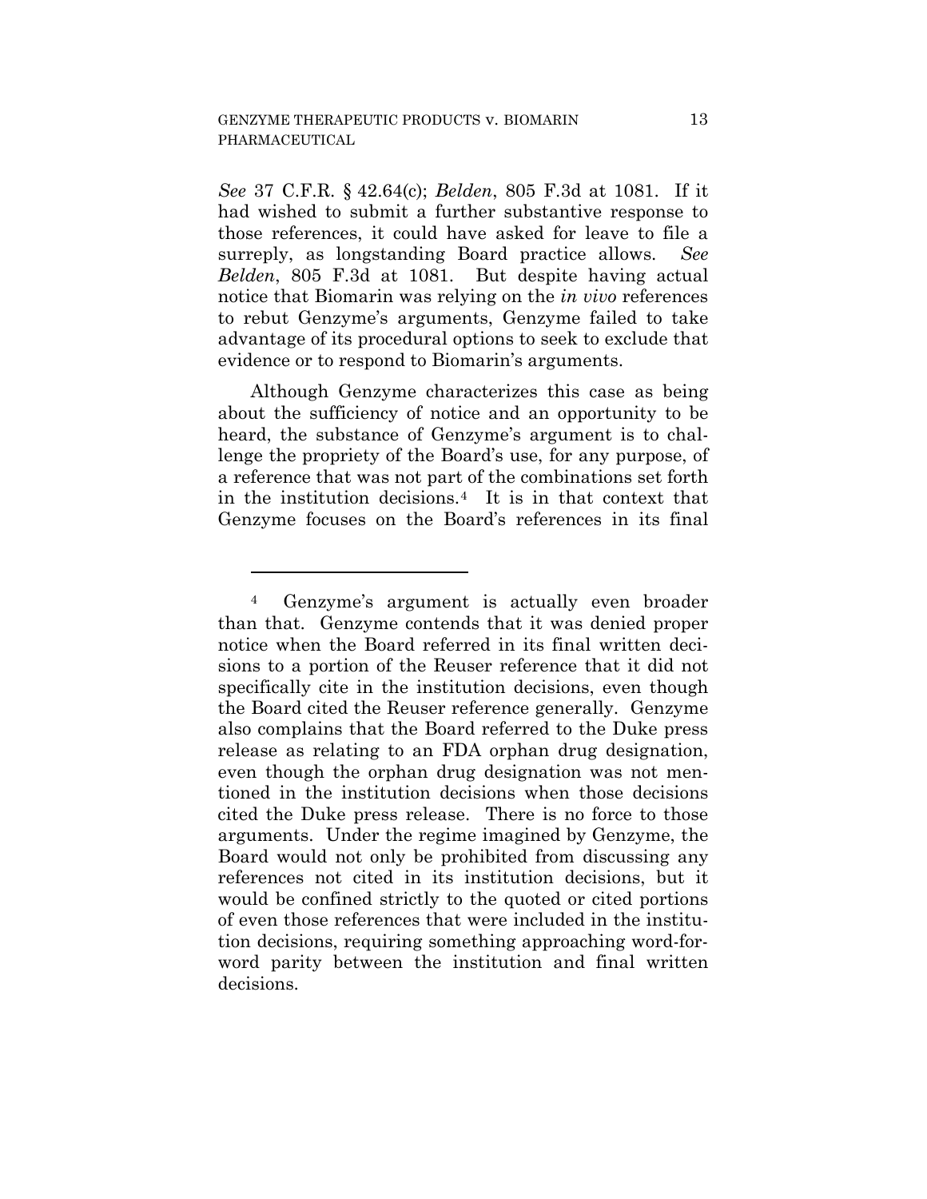*See* 37 C.F.R. § 42.64(c); *Belden*, 805 F.3d at 1081. If it had wished to submit a further substantive response to those references, it could have asked for leave to file a surreply, as longstanding Board practice allows. *See Belden*, 805 F.3d at 1081. But despite having actual notice that Biomarin was relying on the *in vivo* references to rebut Genzyme's arguments, Genzyme failed to take advantage of its procedural options to seek to exclude that evidence or to respond to Biomarin's arguments.

Although Genzyme characterizes this case as being about the sufficiency of notice and an opportunity to be heard, the substance of Genzyme's argument is to challenge the propriety of the Board's use, for any purpose, of a reference that was not part of the combinations set forth in the institution decisions.[4] It is in that context that Genzyme focuses on the Board's references in its final

---

[4] Genzyme's argument is actually even broader than that. Genzyme contends that it was denied proper notice when the Board referred in its final written decisions to a portion of the Reuser reference that it did not specifically cite in the institution decisions, even though the Board cited the Reuser reference generally. Genzyme also complains that the Board referred to the Duke press release as relating to an FDA orphan drug designation, even though the orphan drug designation was not mentioned in the institution decisions when those decisions cited the Duke press release. There is no force to those arguments. Under the regime imagined by Genzyme, the Board would not only be prohibited from discussing any references not cited in its institution decisions, but it would be confined strictly to the quoted or cited portions of even those references that were included in the institution decisions, requiring something approaching word-for-word parity between the institution and final written decisions.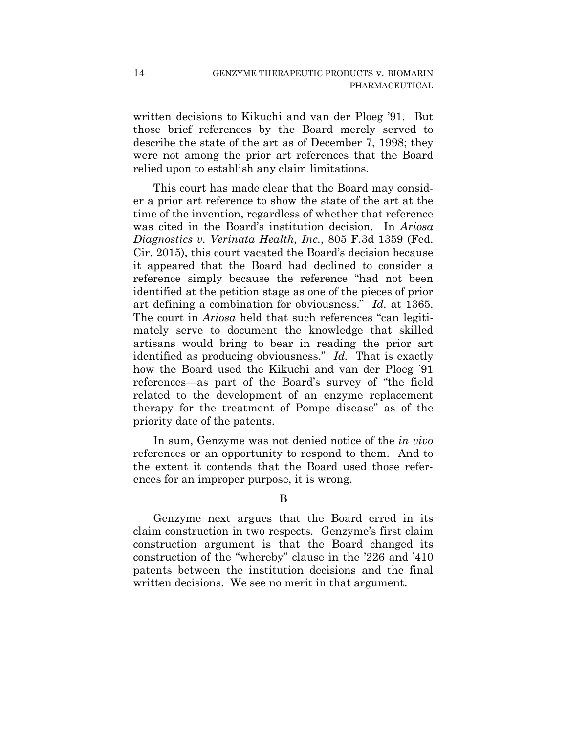written decisions to Kikuchi and van der Ploeg '91. But those brief references by the Board merely served to describe the state of the art as of December 7, 1998; they were not among the prior art references that the Board relied upon to establish any claim limitations.

This court has made clear that the Board may consider a prior art reference to show the state of the art at the time of the invention, regardless of whether that reference was cited in the Board's institution decision. In *Ariosa Diagnostics v. Verinata Health, Inc.*, 805 F.3d 1359 (Fed. Cir. 2015), this court vacated the Board's decision because it appeared that the Board had declined to consider a reference simply because the reference "had not been identified at the petition stage as one of the pieces of prior art defining a combination for obviousness." *Id.* at 1365. The court in *Ariosa* held that such references "can legitimately serve to document the knowledge that skilled artisans would bring to bear in reading the prior art identified as producing obviousness." *Id.* That is exactly how the Board used the Kikuchi and van der Ploeg '91 references—as part of the Board's survey of "the field related to the development of an enzyme replacement therapy for the treatment of Pompe disease" as of the priority date of the patents.

In sum, Genzyme was not denied notice of the *in vivo* references or an opportunity to respond to them. And to the extent it contends that the Board used those references for an improper purpose, it is wrong.

B

Genzyme next argues that the Board erred in its claim construction in two respects. Genzyme's first claim construction argument is that the Board changed its construction of the "whereby" clause in the '226 and '410 patents between the institution decisions and the final written decisions. We see no merit in that argument.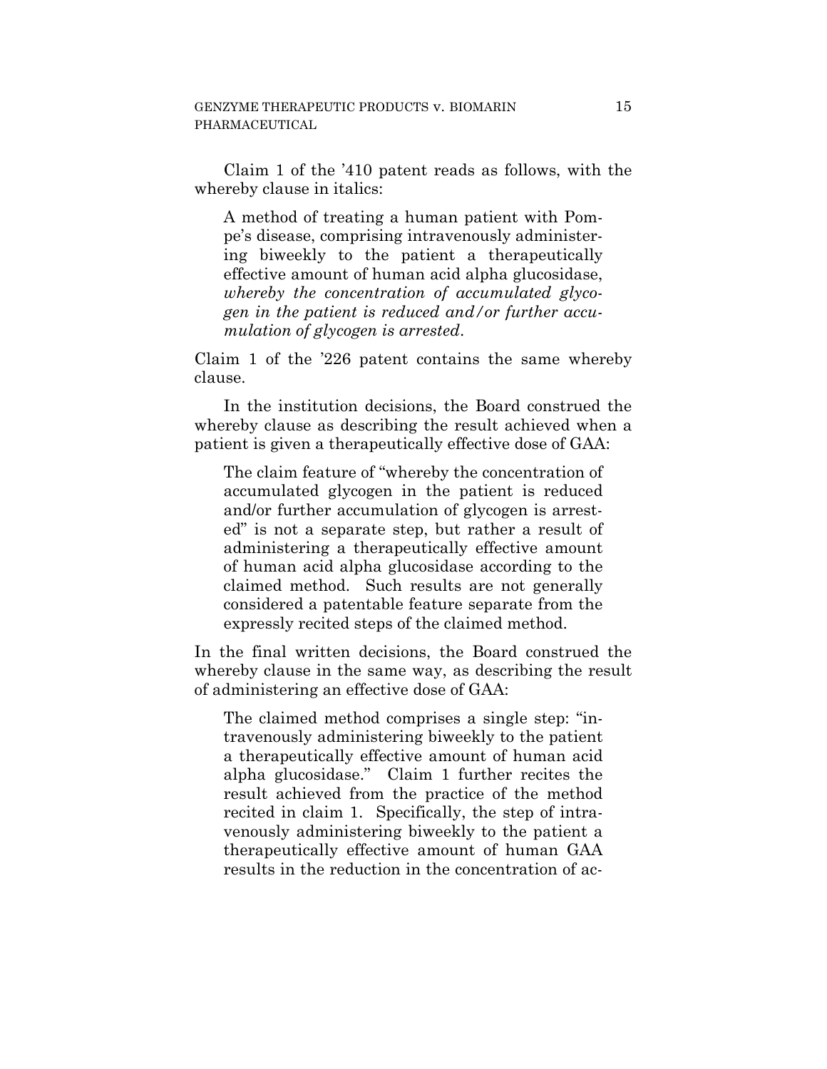Claim 1 of the '410 patent reads as follows, with the whereby clause in italics:

> A method of treating a human patient with Pompe's disease, comprising intravenously administering biweekly to the patient a therapeutically effective amount of human acid alpha glucosidase, *whereby the concentration of accumulated glycogen in the patient is reduced and/or further accumulation of glycogen is arrested*.

Claim 1 of the '226 patent contains the same whereby clause.

In the institution decisions, the Board construed the whereby clause as describing the result achieved when a patient is given a therapeutically effective dose of GAA:

> The claim feature of "whereby the concentration of accumulated glycogen in the patient is reduced and/or further accumulation of glycogen is arrested" is not a separate step, but rather a result of administering a therapeutically effective amount of human acid alpha glucosidase according to the claimed method. Such results are not generally considered a patentable feature separate from the expressly recited steps of the claimed method.

In the final written decisions, the Board construed the whereby clause in the same way, as describing the result of administering an effective dose of GAA:

> The claimed method comprises a single step: "intravenously administering biweekly to the patient a therapeutically effective amount of human acid alpha glucosidase." Claim 1 further recites the result achieved from the practice of the method recited in claim 1. Specifically, the step of intravenously administering biweekly to the patient a therapeutically effective amount of human GAA results in the reduction in the concentration of ac-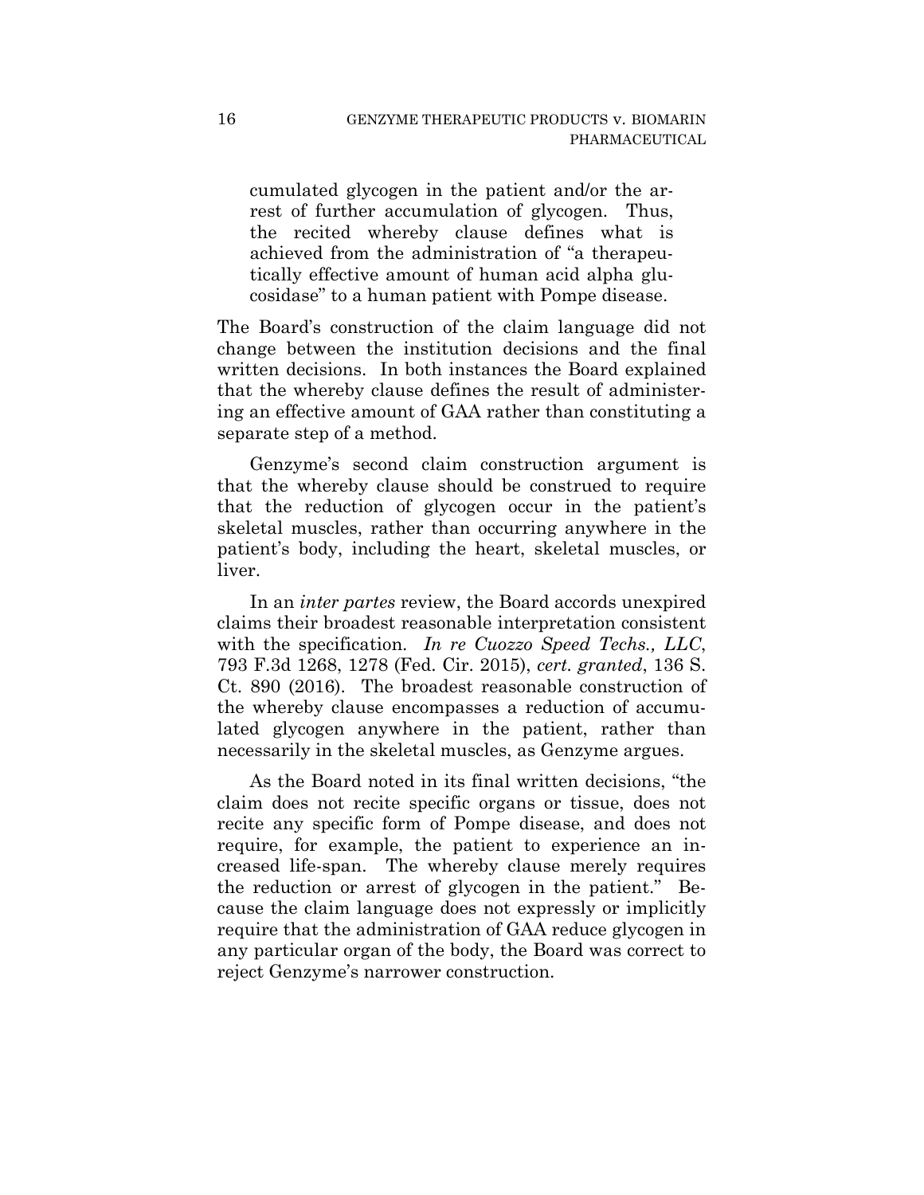> cumulated glycogen in the patient and/or the arrest of further accumulation of glycogen. Thus, the recited whereby clause defines what is achieved from the administration of "a therapeutically effective amount of human acid alpha glucosidase" to a human patient with Pompe disease.

The Board's construction of the claim language did not change between the institution decisions and the final written decisions. In both instances the Board explained that the whereby clause defines the result of administering an effective amount of GAA rather than constituting a separate step of a method.

Genzyme's second claim construction argument is that the whereby clause should be construed to require that the reduction of glycogen occur in the patient's skeletal muscles, rather than occurring anywhere in the patient's body, including the heart, skeletal muscles, or liver.

In an *inter partes* review, the Board accords unexpired claims their broadest reasonable interpretation consistent with the specification. *In re Cuozzo Speed Techs., LLC*, 793 F.3d 1268, 1278 (Fed. Cir. 2015), *cert. granted*, 136 S. Ct. 890 (2016). The broadest reasonable construction of the whereby clause encompasses a reduction of accumulated glycogen anywhere in the patient, rather than necessarily in the skeletal muscles, as Genzyme argues.

As the Board noted in its final written decisions, "the claim does not recite specific organs or tissue, does not recite any specific form of Pompe disease, and does not require, for example, the patient to experience an increased life-span. The whereby clause merely requires the reduction or arrest of glycogen in the patient." Because the claim language does not expressly or implicitly require that the administration of GAA reduce glycogen in any particular organ of the body, the Board was correct to reject Genzyme's narrower construction.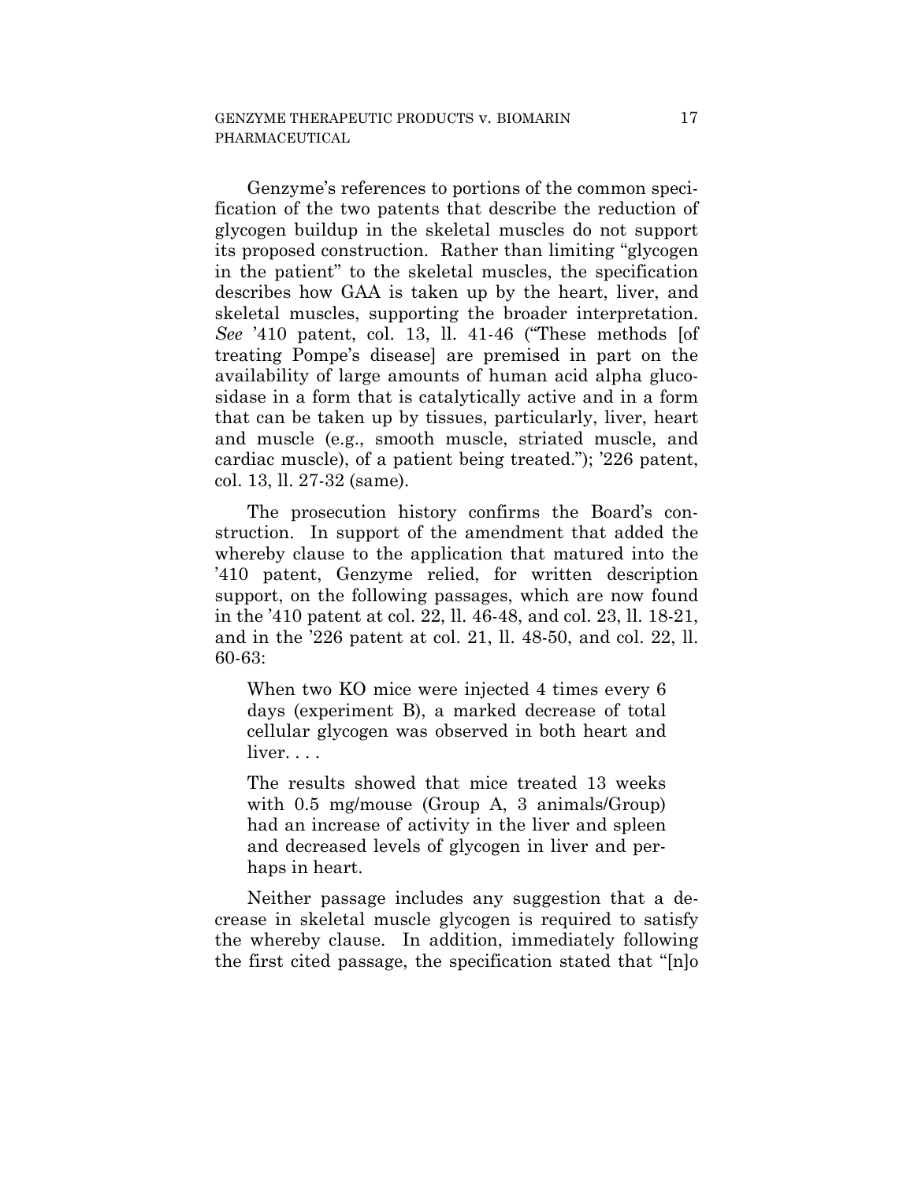Genzyme's references to portions of the common specification of the two patents that describe the reduction of glycogen buildup in the skeletal muscles do not support its proposed construction. Rather than limiting "glycogen in the patient" to the skeletal muscles, the specification describes how GAA is taken up by the heart, liver, and skeletal muscles, supporting the broader interpretation. *See* '410 patent, col. 13, ll. 41-46 ("These methods [of treating Pompe's disease] are premised in part on the availability of large amounts of human acid alpha glucosidase in a form that is catalytically active and in a form that can be taken up by tissues, particularly, liver, heart and muscle (e.g., smooth muscle, striated muscle, and cardiac muscle), of a patient being treated."); '226 patent, col. 13, ll. 27-32 (same).

The prosecution history confirms the Board's construction. In support of the amendment that added the whereby clause to the application that matured into the '410 patent, Genzyme relied, for written description support, on the following passages, which are now found in the '410 patent at col. 22, ll. 46-48, and col. 23, ll. 18-21, and in the '226 patent at col. 21, ll. 48-50, and col. 22, ll. 60-63:

> When two KO mice were injected 4 times every 6 days (experiment B), a marked decrease of total cellular glycogen was observed in both heart and liver. . . .
>
> The results showed that mice treated 13 weeks with 0.5 mg/mouse (Group A, 3 animals/Group) had an increase of activity in the liver and spleen and decreased levels of glycogen in liver and perhaps in heart.

Neither passage includes any suggestion that a decrease in skeletal muscle glycogen is required to satisfy the whereby clause. In addition, immediately following the first cited passage, the specification stated that "[n]o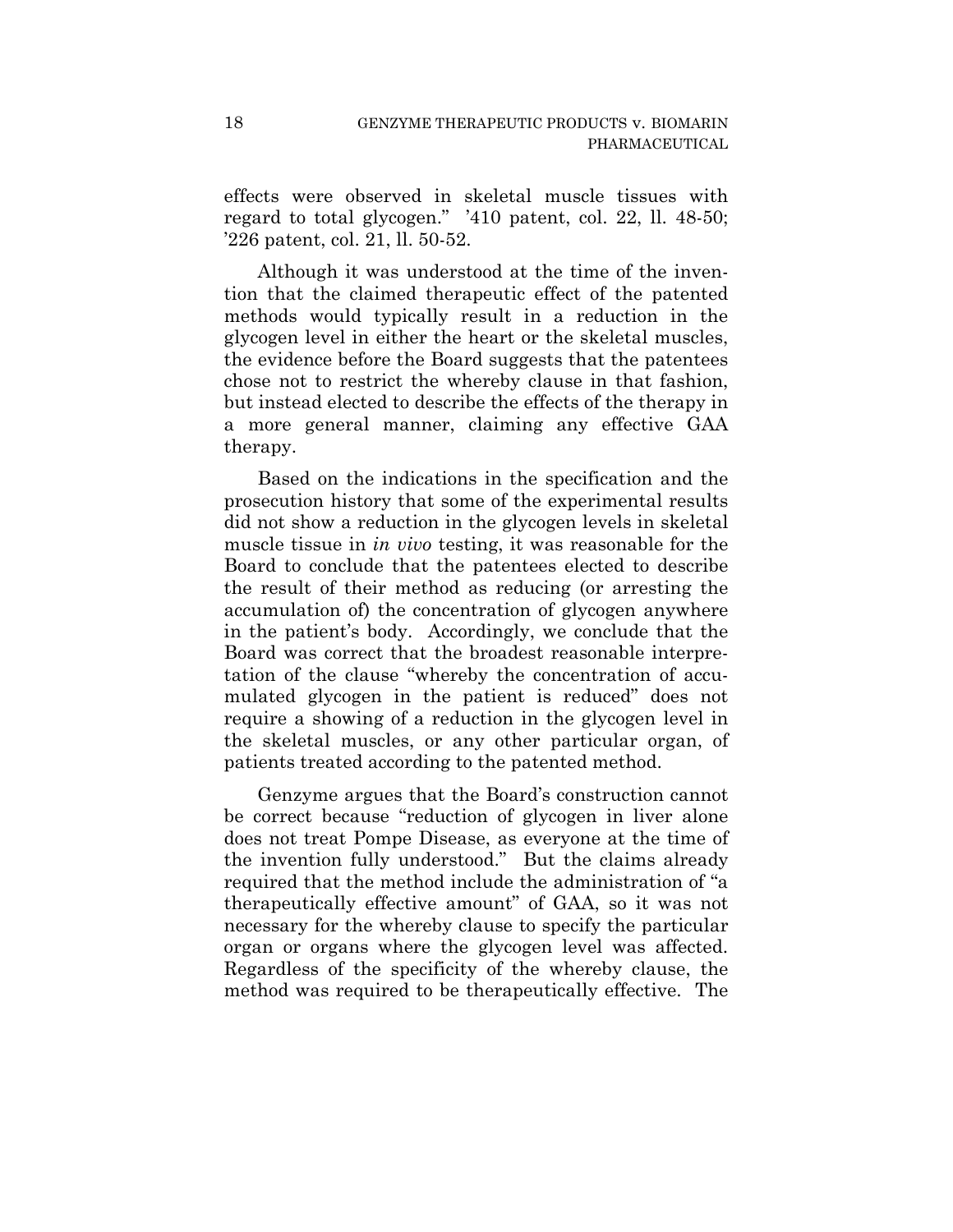effects were observed in skeletal muscle tissues with regard to total glycogen." '410 patent, col. 22, ll. 48-50; '226 patent, col. 21, ll. 50-52.

Although it was understood at the time of the invention that the claimed therapeutic effect of the patented methods would typically result in a reduction in the glycogen level in either the heart or the skeletal muscles, the evidence before the Board suggests that the patentees chose not to restrict the whereby clause in that fashion, but instead elected to describe the effects of the therapy in a more general manner, claiming any effective GAA therapy.

Based on the indications in the specification and the prosecution history that some of the experimental results did not show a reduction in the glycogen levels in skeletal muscle tissue in *in vivo* testing, it was reasonable for the Board to conclude that the patentees elected to describe the result of their method as reducing (or arresting the accumulation of) the concentration of glycogen anywhere in the patient's body. Accordingly, we conclude that the Board was correct that the broadest reasonable interpretation of the clause "whereby the concentration of accumulated glycogen in the patient is reduced" does not require a showing of a reduction in the glycogen level in the skeletal muscles, or any other particular organ, of patients treated according to the patented method.

Genzyme argues that the Board's construction cannot be correct because "reduction of glycogen in liver alone does not treat Pompe Disease, as everyone at the time of the invention fully understood." But the claims already required that the method include the administration of "a therapeutically effective amount" of GAA, so it was not necessary for the whereby clause to specify the particular organ or organs where the glycogen level was affected. Regardless of the specificity of the whereby clause, the method was required to be therapeutically effective. The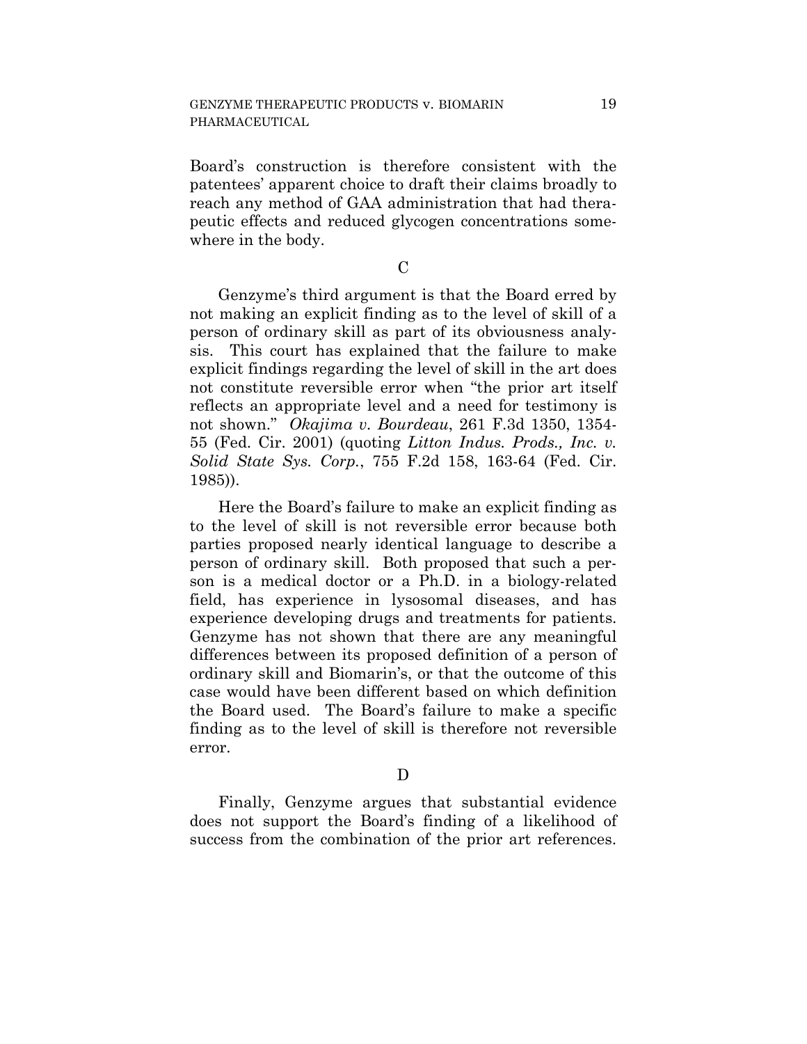Board's construction is therefore consistent with the patentees' apparent choice to draft their claims broadly to reach any method of GAA administration that had therapeutic effects and reduced glycogen concentrations somewhere in the body.

C

Genzyme's third argument is that the Board erred by not making an explicit finding as to the level of skill of a person of ordinary skill as part of its obviousness analysis. This court has explained that the failure to make explicit findings regarding the level of skill in the art does not constitute reversible error when "the prior art itself reflects an appropriate level and a need for testimony is not shown." *Okajima v. Bourdeau*, 261 F.3d 1350, 1354-55 (Fed. Cir. 2001) (quoting *Litton Indus. Prods., Inc. v. Solid State Sys. Corp.*, 755 F.2d 158, 163-64 (Fed. Cir. 1985)).

Here the Board's failure to make an explicit finding as to the level of skill is not reversible error because both parties proposed nearly identical language to describe a person of ordinary skill. Both proposed that such a person is a medical doctor or a Ph.D. in a biology-related field, has experience in lysosomal diseases, and has experience developing drugs and treatments for patients. Genzyme has not shown that there are any meaningful differences between its proposed definition of a person of ordinary skill and Biomarin's, or that the outcome of this case would have been different based on which definition the Board used. The Board's failure to make a specific finding as to the level of skill is therefore not reversible error.

D

Finally, Genzyme argues that substantial evidence does not support the Board's finding of a likelihood of success from the combination of the prior art references.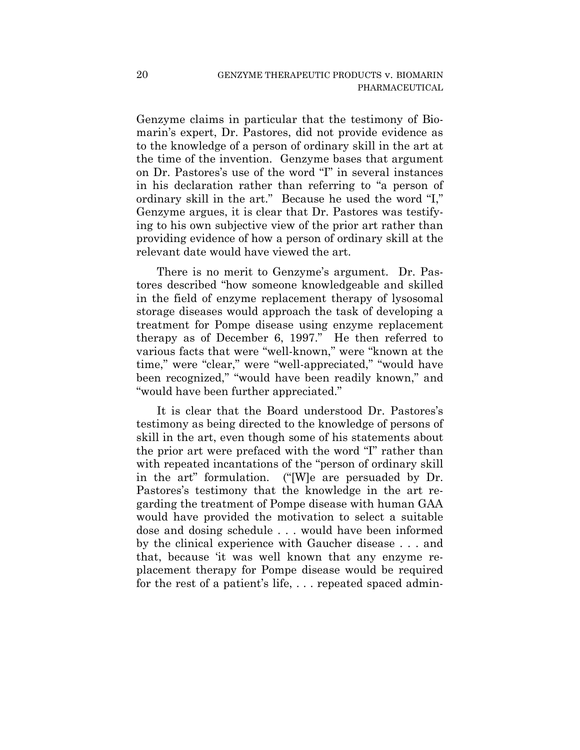Genzyme claims in particular that the testimony of Biomarin's expert, Dr. Pastores, did not provide evidence as to the knowledge of a person of ordinary skill in the art at the time of the invention. Genzyme bases that argument on Dr. Pastores's use of the word "I" in several instances in his declaration rather than referring to "a person of ordinary skill in the art." Because he used the word "I," Genzyme argues, it is clear that Dr. Pastores was testifying to his own subjective view of the prior art rather than providing evidence of how a person of ordinary skill at the relevant date would have viewed the art.

There is no merit to Genzyme's argument. Dr. Pastores described "how someone knowledgeable and skilled in the field of enzyme replacement therapy of lysosomal storage diseases would approach the task of developing a treatment for Pompe disease using enzyme replacement therapy as of December 6, 1997." He then referred to various facts that were "well-known," were "known at the time," were "clear," were "well-appreciated," "would have been recognized," "would have been readily known," and "would have been further appreciated."

It is clear that the Board understood Dr. Pastores's testimony as being directed to the knowledge of persons of skill in the art, even though some of his statements about the prior art were prefaced with the word "I" rather than with repeated incantations of the "person of ordinary skill in the art" formulation. ("[W]e are persuaded by Dr. Pastores's testimony that the knowledge in the art regarding the treatment of Pompe disease with human GAA would have provided the motivation to select a suitable dose and dosing schedule . . . would have been informed by the clinical experience with Gaucher disease . . . and that, because 'it was well known that any enzyme replacement therapy for Pompe disease would be required for the rest of a patient's life, . . . repeated spaced admin-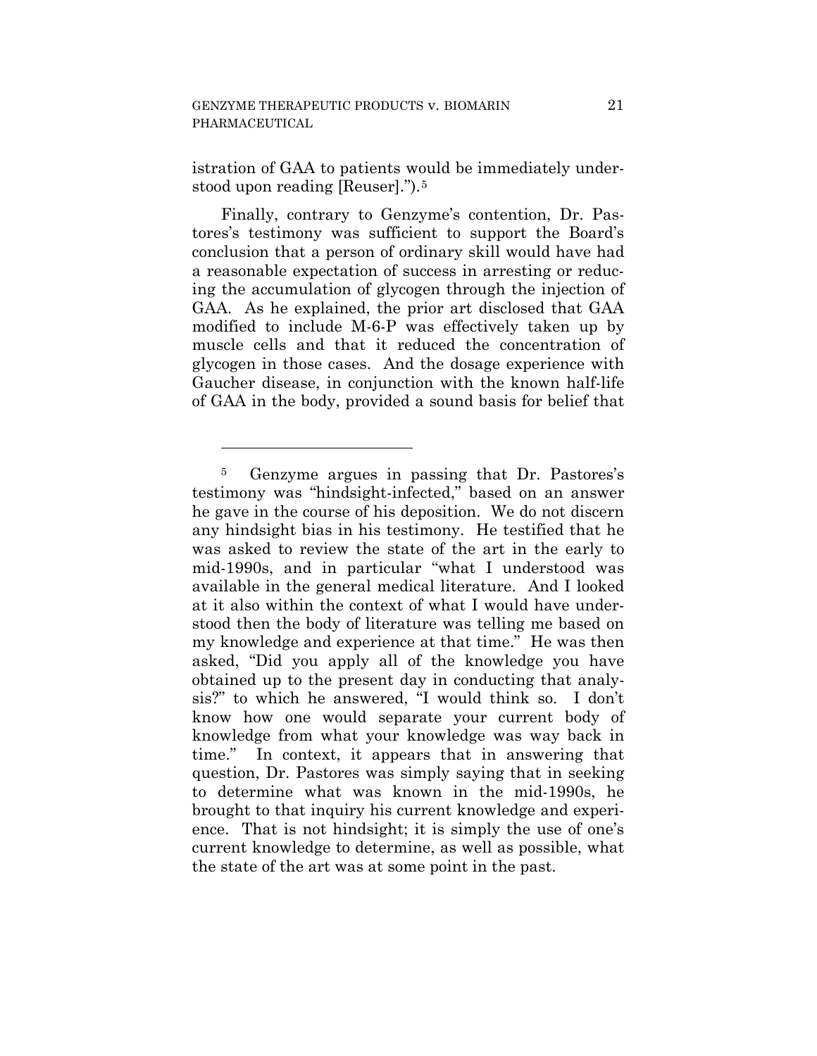istration of GAA to patients would be immediately understood upon reading [Reuser].").[5]

Finally, contrary to Genzyme's contention, Dr. Pastores's testimony was sufficient to support the Board's conclusion that a person of ordinary skill would have had a reasonable expectation of success in arresting or reducing the accumulation of glycogen through the injection of GAA. As he explained, the prior art disclosed that GAA modified to include M-6-P was effectively taken up by muscle cells and that it reduced the concentration of glycogen in those cases. And the dosage experience with Gaucher disease, in conjunction with the known half-life of GAA in the body, provided a sound basis for belief that

---

[5] Genzyme argues in passing that Dr. Pastores's testimony was "hindsight-infected," based on an answer he gave in the course of his deposition. We do not discern any hindsight bias in his testimony. He testified that he was asked to review the state of the art in the early to mid-1990s, and in particular "what I understood was available in the general medical literature. And I looked at it also within the context of what I would have understood then the body of literature was telling me based on my knowledge and experience at that time." He was then asked, "Did you apply all of the knowledge you have obtained up to the present day in conducting that analysis?" to which he answered, "I would think so. I don't know how one would separate your current body of knowledge from what your knowledge was way back in time." In context, it appears that in answering that question, Dr. Pastores was simply saying that in seeking to determine what was known in the mid-1990s, he brought to that inquiry his current knowledge and experience. That is not hindsight; it is simply the use of one's current knowledge to determine, as well as possible, what the state of the art was at some point in the past.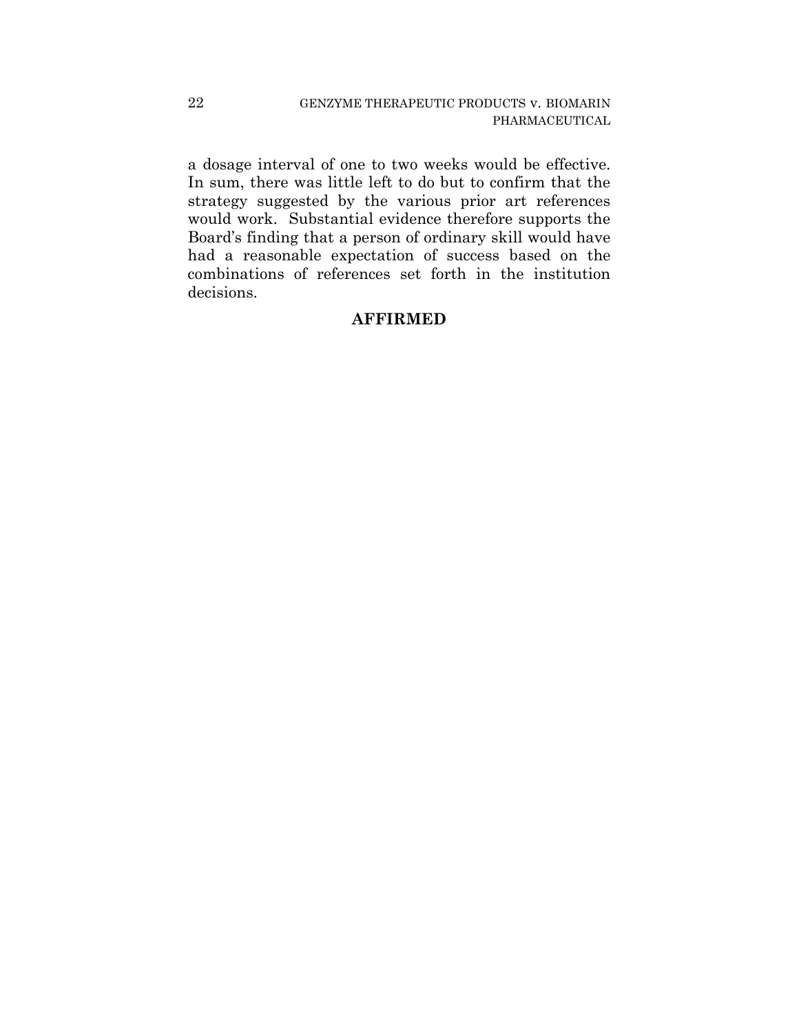a dosage interval of one to two weeks would be effective. In sum, there was little left to do but to confirm that the strategy suggested by the various prior art references would work. Substantial evidence therefore supports the Board's finding that a person of ordinary skill would have had a reasonable expectation of success based on the combinations of references set forth in the institution decisions.

**AFFIRMED**